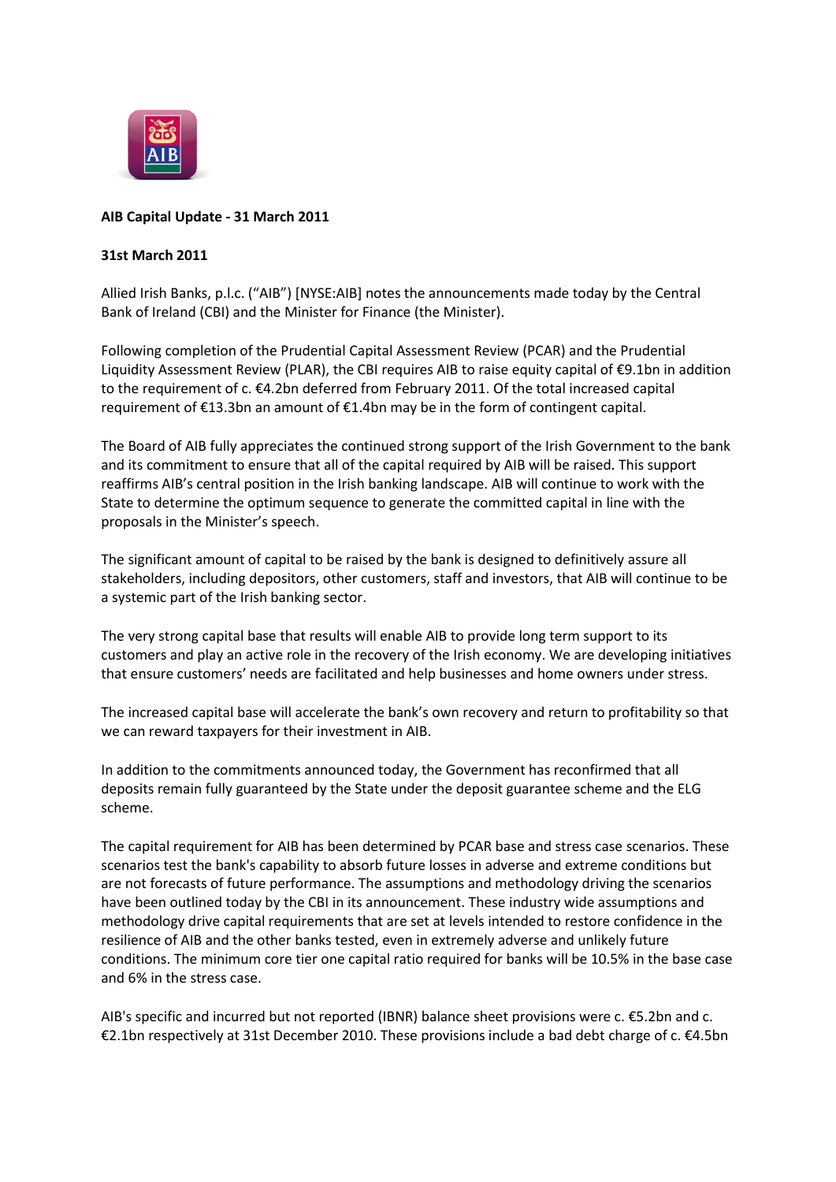**AIB Capital Update - 31 March 2011**

**31st March 2011**

Allied Irish Banks, p.l.c. ("AIB") [NYSE:AIB] notes the announcements made today by the Central Bank of Ireland (CBI) and the Minister for Finance (the Minister).

Following completion of the Prudential Capital Assessment Review (PCAR) and the Prudential Liquidity Assessment Review (PLAR), the CBI requires AIB to raise equity capital of €9.1bn in addition to the requirement of c. €4.2bn deferred from February 2011. Of the total increased capital requirement of €13.3bn an amount of €1.4bn may be in the form of contingent capital.

The Board of AIB fully appreciates the continued strong support of the Irish Government to the bank and its commitment to ensure that all of the capital required by AIB will be raised. This support reaffirms AIB's central position in the Irish banking landscape. AIB will continue to work with the State to determine the optimum sequence to generate the committed capital in line with the proposals in the Minister's speech.

The significant amount of capital to be raised by the bank is designed to definitively assure all stakeholders, including depositors, other customers, staff and investors, that AIB will continue to be a systemic part of the Irish banking sector.

The very strong capital base that results will enable AIB to provide long term support to its customers and play an active role in the recovery of the Irish economy. We are developing initiatives that ensure customers' needs are facilitated and help businesses and home owners under stress.

The increased capital base will accelerate the bank's own recovery and return to profitability so that we can reward taxpayers for their investment in AIB.

In addition to the commitments announced today, the Government has reconfirmed that all deposits remain fully guaranteed by the State under the deposit guarantee scheme and the ELG scheme.

The capital requirement for AIB has been determined by PCAR base and stress case scenarios. These scenarios test the bank's capability to absorb future losses in adverse and extreme conditions but are not forecasts of future performance. The assumptions and methodology driving the scenarios have been outlined today by the CBI in its announcement. These industry wide assumptions and methodology drive capital requirements that are set at levels intended to restore confidence in the resilience of AIB and the other banks tested, even in extremely adverse and unlikely future conditions. The minimum core tier one capital ratio required for banks will be 10.5% in the base case and 6% in the stress case.

AIB's specific and incurred but not reported (IBNR) balance sheet provisions were c. €5.2bn and c. €2.1bn respectively at 31st December 2010. These provisions include a bad debt charge of c. €4.5bn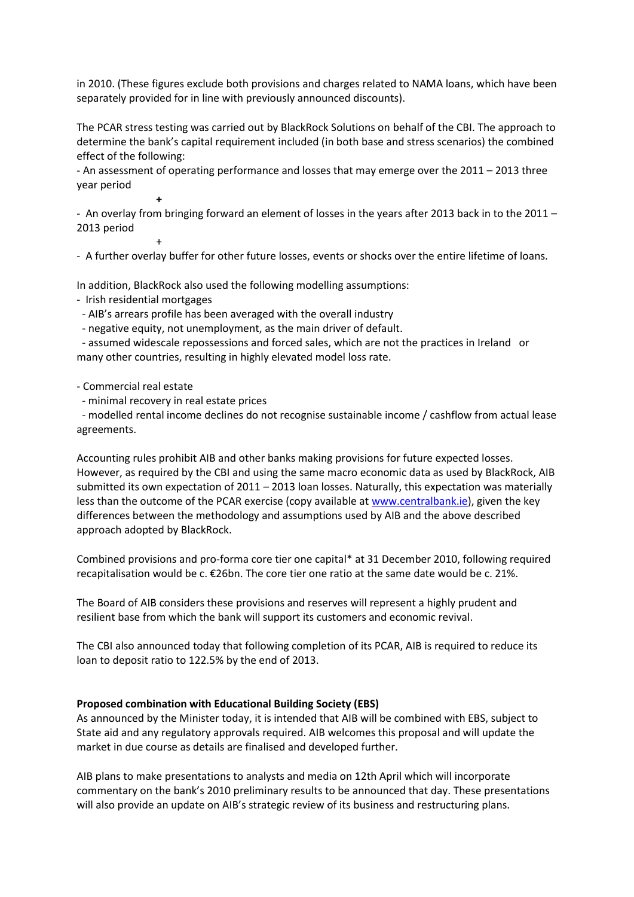in 2010. (These figures exclude both provisions and charges related to NAMA loans, which have been separately provided for in line with previously announced discounts).

The PCAR stress testing was carried out by BlackRock Solutions on behalf of the CBI. The approach to determine the bank's capital requirement included (in both base and stress scenarios) the combined effect of the following:

- An assessment of operating performance and losses that may emerge over the 2011 – 2013 three year period

  **+**

- An overlay from bringing forward an element of losses in the years after 2013 back in to the 2011 – 2013 period

  +

- A further overlay buffer for other future losses, events or shocks over the entire lifetime of loans.

In addition, BlackRock also used the following modelling assumptions:

- Irish residential mortgages
  - AIB's arrears profile has been averaged with the overall industry
  - negative equity, not unemployment, as the main driver of default.
  - assumed widescale repossessions and forced sales, which are not the practices in Ireland or many other countries, resulting in highly elevated model loss rate.

- Commercial real estate
  - minimal recovery in real estate prices
  - modelled rental income declines do not recognise sustainable income / cashflow from actual lease agreements.

Accounting rules prohibit AIB and other banks making provisions for future expected losses. However, as required by the CBI and using the same macro economic data as used by BlackRock, AIB submitted its own expectation of 2011 – 2013 loan losses. Naturally, this expectation was materially less than the outcome of the PCAR exercise (copy available at www.centralbank.ie), given the key differences between the methodology and assumptions used by AIB and the above described approach adopted by BlackRock.

Combined provisions and pro-forma core tier one capital* at 31 December 2010, following required recapitalisation would be c. €26bn. The core tier one ratio at the same date would be c. 21%.

The Board of AIB considers these provisions and reserves will represent a highly prudent and resilient base from which the bank will support its customers and economic revival.

The CBI also announced today that following completion of its PCAR, AIB is required to reduce its loan to deposit ratio to 122.5% by the end of 2013.

**Proposed combination with Educational Building Society (EBS)**

As announced by the Minister today, it is intended that AIB will be combined with EBS, subject to State aid and any regulatory approvals required. AIB welcomes this proposal and will update the market in due course as details are finalised and developed further.

AIB plans to make presentations to analysts and media on 12th April which will incorporate commentary on the bank's 2010 preliminary results to be announced that day. These presentations will also provide an update on AIB's strategic review of its business and restructuring plans.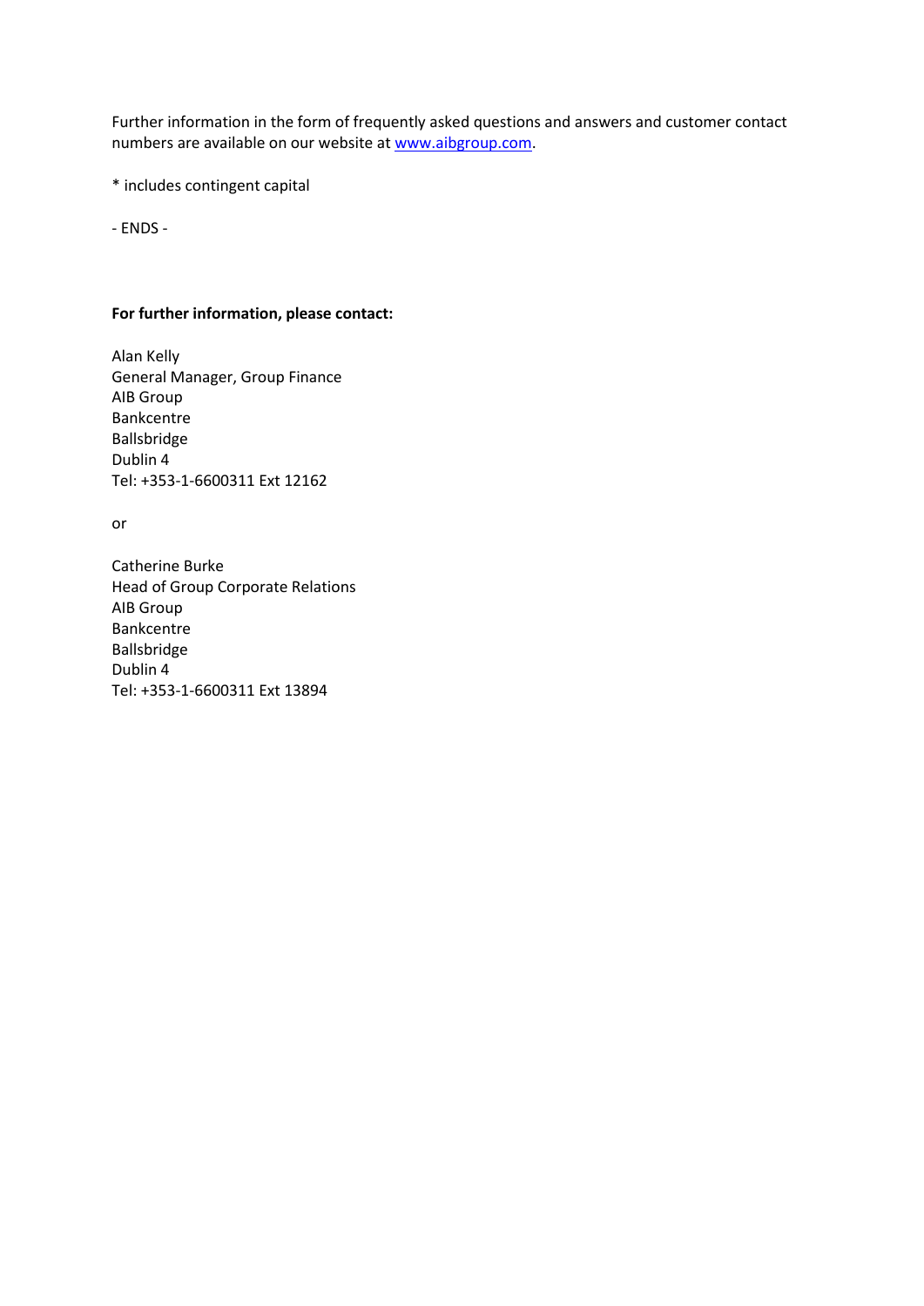Further information in the form of frequently asked questions and answers and customer contact numbers are available on our website at [www.aibgroup.com](http://www.aibgroup.com).

* includes contingent capital

- ENDS -

**For further information, please contact:**

Alan Kelly
General Manager, Group Finance
AIB Group
Bankcentre
Ballsbridge
Dublin 4
Tel: +353-1-6600311 Ext 12162

or

Catherine Burke
Head of Group Corporate Relations
AIB Group
Bankcentre
Ballsbridge
Dublin 4
Tel: +353-1-6600311 Ext 13894